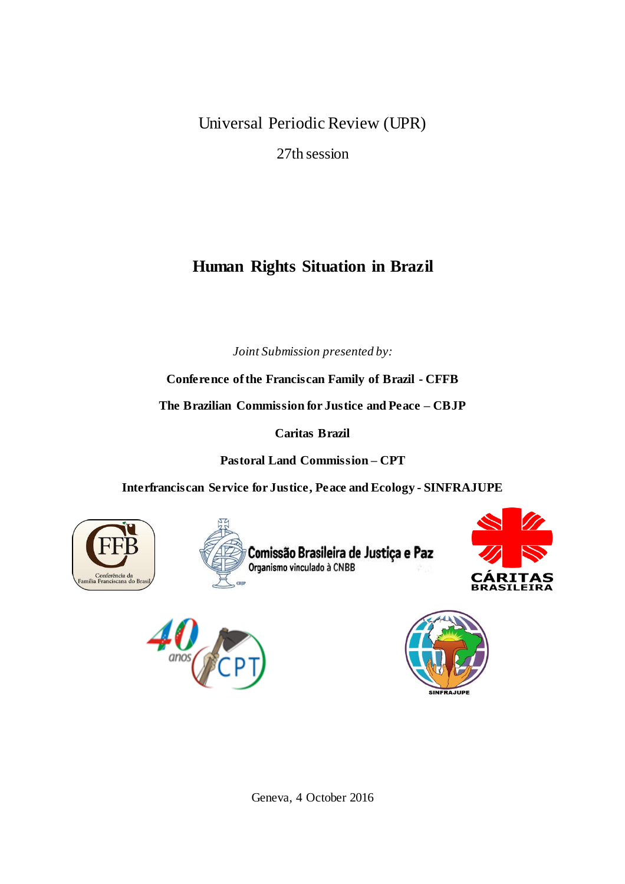Universal Periodic Review (UPR)

27th session

# Human Rights Situation in Brazil

*Joint Submission presented by:*

**Conference of the Franciscan Family of Brazil - CFFB**

**The Brazilian Commission for Justice and Peace – CBJP**

**Caritas Brazil**

**Pastoral Land Commission – CPT**

**Interfranciscan Service for Justice, Peace and Ecology - SINFRAJUPE**

Geneva, 4 October 2016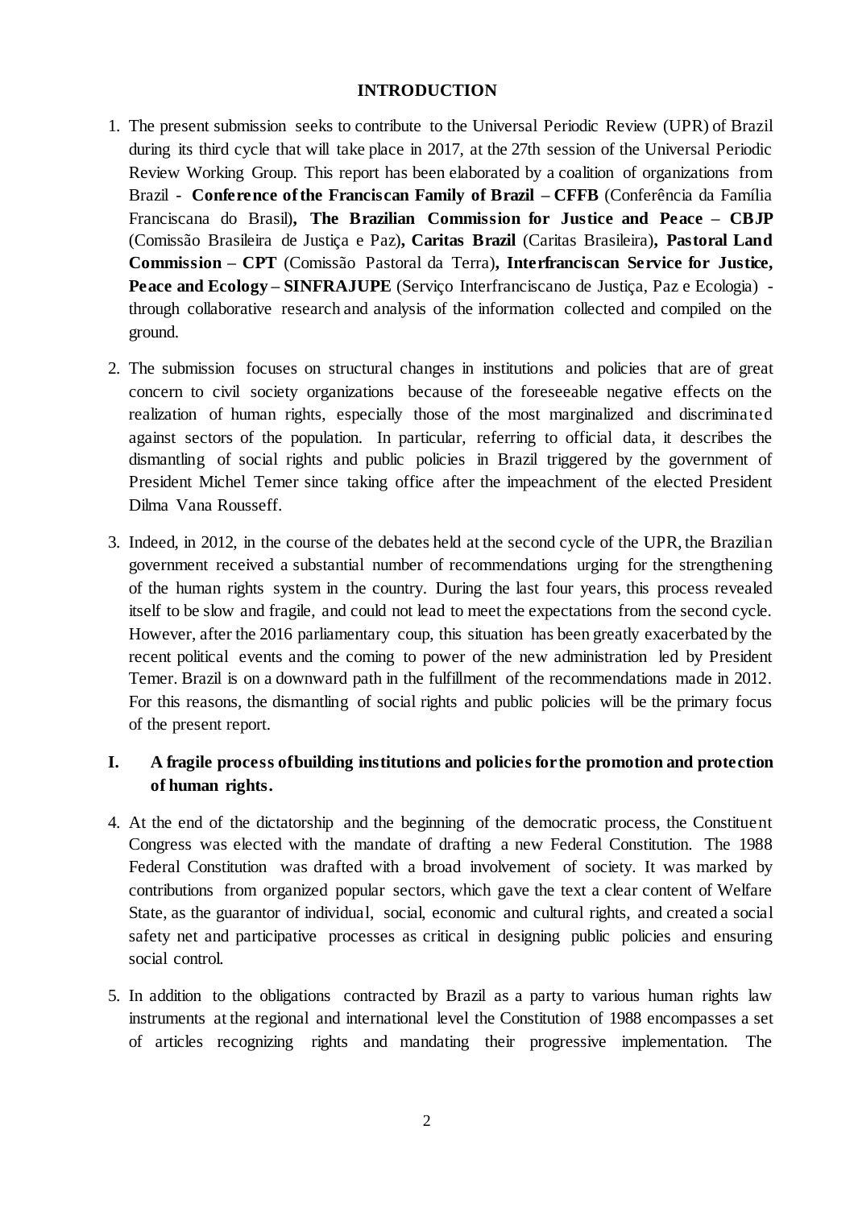## INTRODUCTION

1. The present submission seeks to contribute to the Universal Periodic Review (UPR) of Brazil during its third cycle that will take place in 2017, at the 27th session of the Universal Periodic Review Working Group. This report has been elaborated by a coalition of organizations from Brazil - **Conference of the Franciscan Family of Brazil – CFFB** (Conferência da Família Franciscana do Brasil)**, The Brazilian Commission for Justice and Peace – CBJP** (Comissão Brasileira de Justiça e Paz)**, Caritas Brazil** (Caritas Brasileira)**, Pastoral Land Commission – CPT** (Comissão Pastoral da Terra)**, Interfranciscan Service for Justice, Peace and Ecology – SINFRAJUPE** (Serviço Interfranciscano de Justiça, Paz e Ecologia) - through collaborative research and analysis of the information collected and compiled on the ground.

2. The submission focuses on structural changes in institutions and policies that are of great concern to civil society organizations because of the foreseeable negative effects on the realization of human rights, especially those of the most marginalized and discriminated against sectors of the population. In particular, referring to official data, it describes the dismantling of social rights and public policies in Brazil triggered by the government of President Michel Temer since taking office after the impeachment of the elected President Dilma Vana Rousseff.

3. Indeed, in 2012, in the course of the debates held at the second cycle of the UPR, the Brazilian government received a substantial number of recommendations urging for the strengthening of the human rights system in the country. During the last four years, this process revealed itself to be slow and fragile, and could not lead to meet the expectations from the second cycle. However, after the 2016 parliamentary coup, this situation has been greatly exacerbated by the recent political events and the coming to power of the new administration led by President Temer. Brazil is on a downward path in the fulfillment of the recommendations made in 2012. For this reasons, the dismantling of social rights and public policies will be the primary focus of the present report.

## I. A fragile process of building institutions and policies for the promotion and protection of human rights.

4. At the end of the dictatorship and the beginning of the democratic process, the Constituent Congress was elected with the mandate of drafting a new Federal Constitution. The 1988 Federal Constitution was drafted with a broad involvement of society. It was marked by contributions from organized popular sectors, which gave the text a clear content of Welfare State, as the guarantor of individual, social, economic and cultural rights, and created a social safety net and participative processes as critical in designing public policies and ensuring social control.

5. In addition to the obligations contracted by Brazil as a party to various human rights law instruments at the regional and international level the Constitution of 1988 encompasses a set of articles recognizing rights and mandating their progressive implementation. The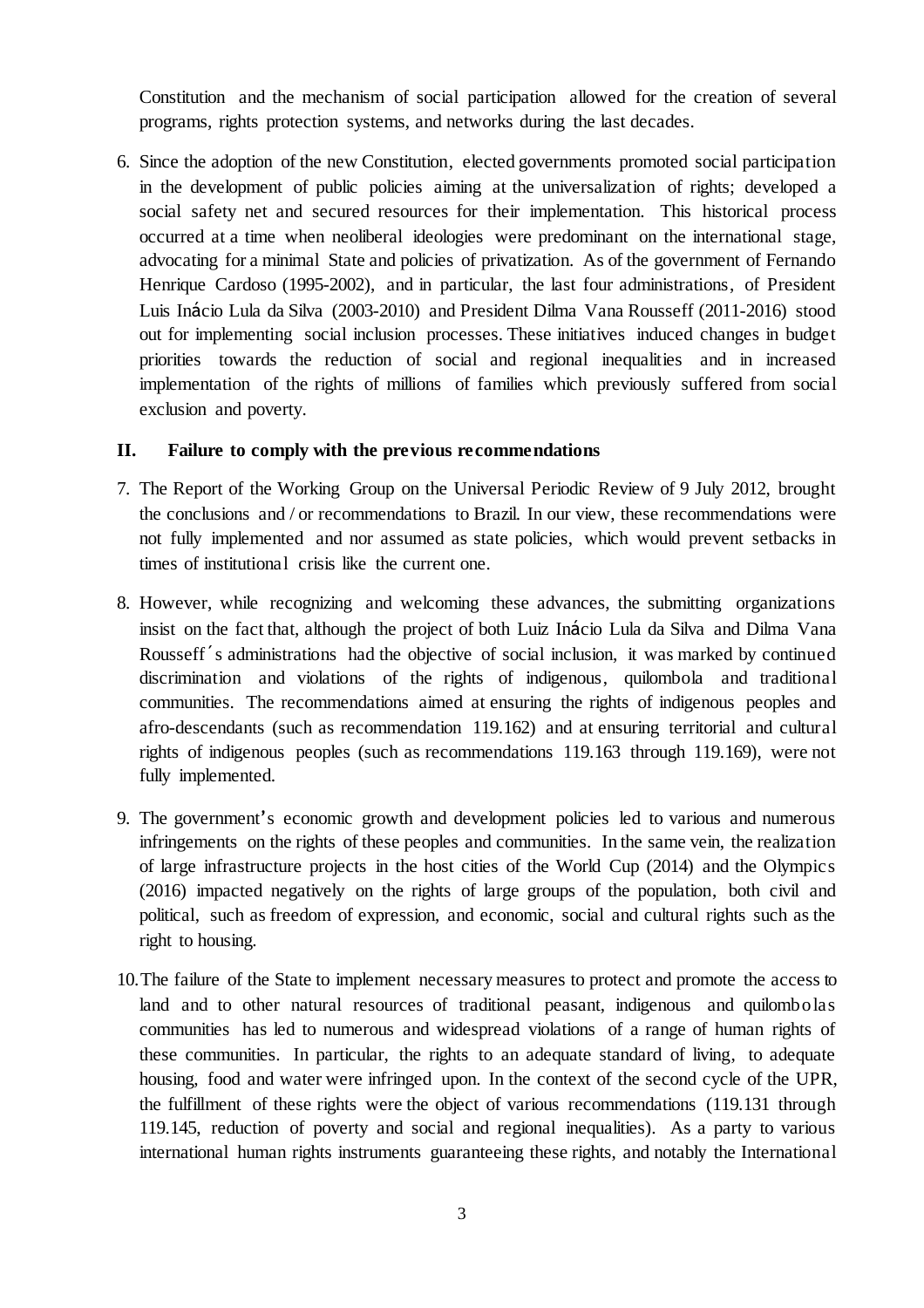Constitution and the mechanism of social participation allowed for the creation of several programs, rights protection systems, and networks during the last decades.

6. Since the adoption of the new Constitution, elected governments promoted social participation in the development of public policies aiming at the universalization of rights; developed a social safety net and secured resources for their implementation. This historical process occurred at a time when neoliberal ideologies were predominant on the international stage, advocating for a minimal State and policies of privatization. As of the government of Fernando Henrique Cardoso (1995-2002), and in particular, the last four administrations, of President Luis Inácio Lula da Silva (2003-2010) and President Dilma Vana Rousseff (2011-2016) stood out for implementing social inclusion processes. These initiatives induced changes in budget priorities towards the reduction of social and regional inequalities and in increased implementation of the rights of millions of families which previously suffered from social exclusion and poverty.

## II. Failure to comply with the previous recommendations

7. The Report of the Working Group on the Universal Periodic Review of 9 July 2012, brought the conclusions and / or recommendations to Brazil. In our view, these recommendations were not fully implemented and nor assumed as state policies, which would prevent setbacks in times of institutional crisis like the current one.

8. However, while recognizing and welcoming these advances, the submitting organizations insist on the fact that, although the project of both Luiz Inácio Lula da Silva and Dilma Vana Rousseff´s administrations had the objective of social inclusion, it was marked by continued discrimination and violations of the rights of indigenous, quilombola and traditional communities. The recommendations aimed at ensuring the rights of indigenous peoples and afro-descendants (such as recommendation 119.162) and at ensuring territorial and cultural rights of indigenous peoples (such as recommendations 119.163 through 119.169), were not fully implemented.

9. The government's economic growth and development policies led to various and numerous infringements on the rights of these peoples and communities. In the same vein, the realization of large infrastructure projects in the host cities of the World Cup (2014) and the Olympics (2016) impacted negatively on the rights of large groups of the population, both civil and political, such as freedom of expression, and economic, social and cultural rights such as the right to housing.

10. The failure of the State to implement necessary measures to protect and promote the access to land and to other natural resources of traditional peasant, indigenous and quilombolas communities has led to numerous and widespread violations of a range of human rights of these communities. In particular, the rights to an adequate standard of living, to adequate housing, food and water were infringed upon. In the context of the second cycle of the UPR, the fulfillment of these rights were the object of various recommendations (119.131 through 119.145, reduction of poverty and social and regional inequalities). As a party to various international human rights instruments guaranteeing these rights, and notably the International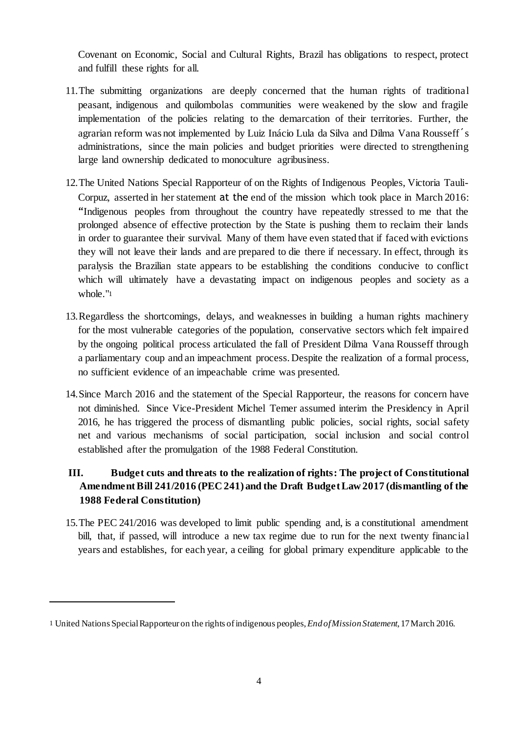Covenant on Economic, Social and Cultural Rights, Brazil has obligations to respect, protect and fulfill these rights for all.

11. The submitting organizations are deeply concerned that the human rights of traditional peasant, indigenous and quilombolas communities were weakened by the slow and fragile implementation of the policies relating to the demarcation of their territories. Further, the agrarian reform was not implemented by Luiz Inácio Lula da Silva and Dilma Vana Rousseff´s administrations, since the main policies and budget priorities were directed to strengthening large land ownership dedicated to monoculture agribusiness.

12. The United Nations Special Rapporteur of on the Rights of Indigenous Peoples, Victoria Tauli-Corpuz, asserted in her statement at the end of the mission which took place in March 2016: "Indigenous peoples from throughout the country have repeatedly stressed to me that the prolonged absence of effective protection by the State is pushing them to reclaim their lands in order to guarantee their survival. Many of them have even stated that if faced with evictions they will not leave their lands and are prepared to die there if necessary. In effect, through its paralysis the Brazilian state appears to be establishing the conditions conducive to conflict which will ultimately have a devastating impact on indigenous peoples and society as a whole."[1]

13. Regardless the shortcomings, delays, and weaknesses in building a human rights machinery for the most vulnerable categories of the population, conservative sectors which felt impaired by the ongoing political process articulated the fall of President Dilma Vana Rousseff through a parliamentary coup and an impeachment process. Despite the realization of a formal process, no sufficient evidence of an impeachable crime was presented.

14. Since March 2016 and the statement of the Special Rapporteur, the reasons for concern have not diminished. Since Vice-President Michel Temer assumed interim the Presidency in April 2016, he has triggered the process of dismantling public policies, social rights, social safety net and various mechanisms of social participation, social inclusion and social control established after the promulgation of the 1988 Federal Constitution.

## III. Budget cuts and threats to the realization of rights: The project of Constitutional Amendment Bill 241/2016 (PEC 241) and the Draft Budget Law 2017 (dismantling of the 1988 Federal Constitution)

15. The PEC 241/2016 was developed to limit public spending and, is a constitutional amendment bill, that, if passed, will introduce a new tax regime due to run for the next twenty financial years and establishes, for each year, a ceiling for global primary expenditure applicable to the

---

[1] United Nations Special Rapporteur on the rights of indigenous peoples, *End of Mission Statement*, 17 March 2016.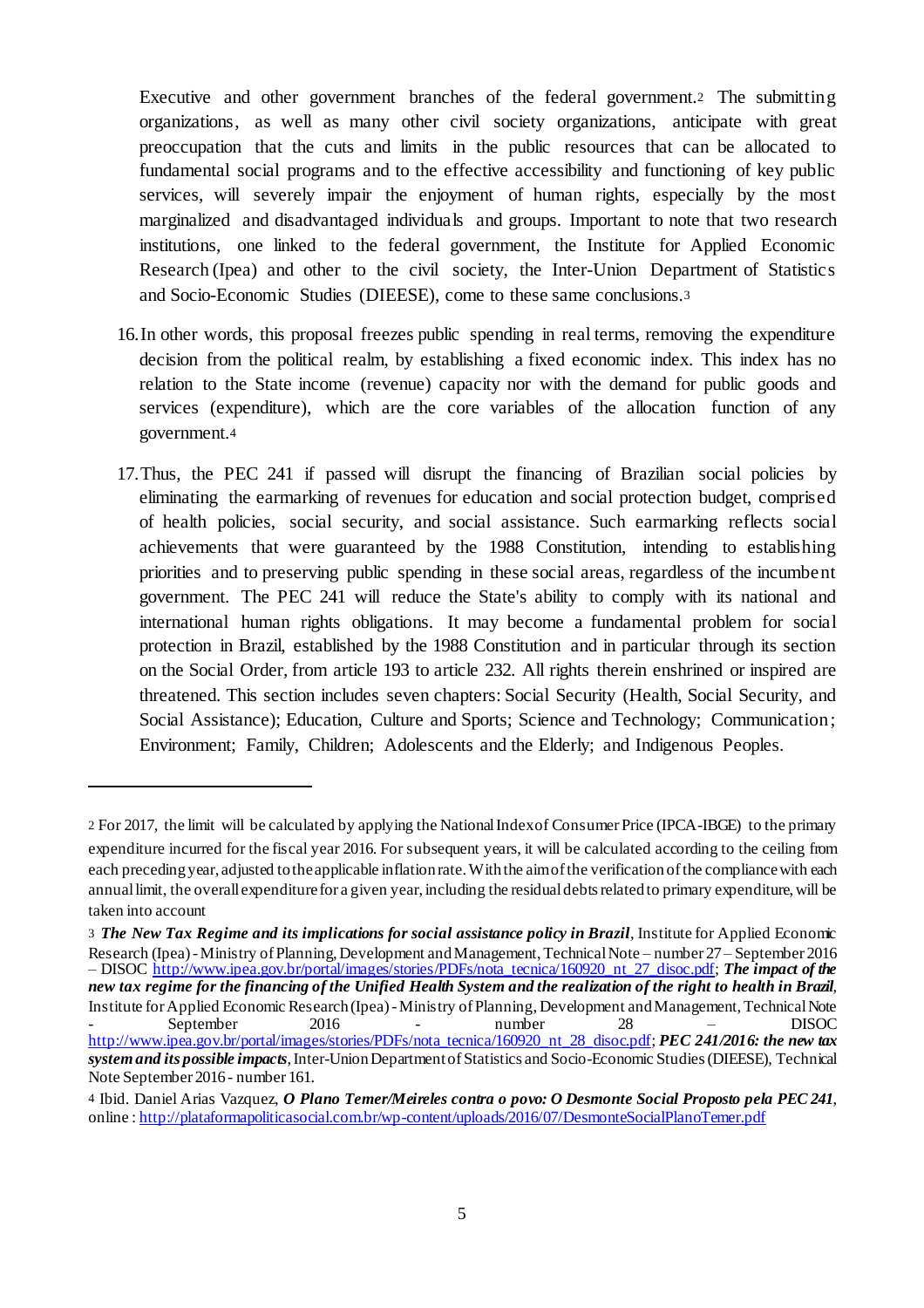Executive and other government branches of the federal government.[2] The submitting organizations, as well as many other civil society organizations, anticipate with great preoccupation that the cuts and limits in the public resources that can be allocated to fundamental social programs and to the effective accessibility and functioning of key public services, will severely impair the enjoyment of human rights, especially by the most marginalized and disadvantaged individuals and groups. Important to note that two research institutions, one linked to the federal government, the Institute for Applied Economic Research (Ipea) and other to the civil society, the Inter-Union Department of Statistics and Socio-Economic Studies (DIEESE), come to these same conclusions.[3]

16. In other words, this proposal freezes public spending in real terms, removing the expenditure decision from the political realm, by establishing a fixed economic index. This index has no relation to the State income (revenue) capacity nor with the demand for public goods and services (expenditure), which are the core variables of the allocation function of any government.[4]

17. Thus, the PEC 241 if passed will disrupt the financing of Brazilian social policies by eliminating the earmarking of revenues for education and social protection budget, comprised of health policies, social security, and social assistance. Such earmarking reflects social achievements that were guaranteed by the 1988 Constitution, intending to establishing priorities and to preserving public spending in these social areas, regardless of the incumbent government. The PEC 241 will reduce the State's ability to comply with its national and international human rights obligations. It may become a fundamental problem for social protection in Brazil, established by the 1988 Constitution and in particular through its section on the Social Order, from article 193 to article 232. All rights therein enshrined or inspired are threatened. This section includes seven chapters: Social Security (Health, Social Security, and Social Assistance); Education, Culture and Sports; Science and Technology; Communication; Environment; Family, Children; Adolescents and the Elderly; and Indigenous Peoples.

---

[2] For 2017, the limit will be calculated by applying the National Index of Consumer Price (IPCA-IBGE) to the primary expenditure incurred for the fiscal year 2016. For subsequent years, it will be calculated according to the ceiling from each preceding year, adjusted to the applicable inflation rate. With the aim of the verification of the compliance with each annual limit, the overall expenditure for a given year, including the residual debts related to primary expenditure, will be taken into account

[3] ***The New Tax Regime and its implications for social assistance policy in Brazil***, Institute for Applied Economic Research (Ipea) - Ministry of Planning, Development and Management, Technical Note – number 27 – September 2016 – DISOC http://www.ipea.gov.br/portal/images/stories/PDFs/nota_tecnica/160920_nt_27_disoc.pdf; ***The impact of the new tax regime for the financing of the Unified Health System and the realization of the right to health in Brazil***, Institute for Applied Economic Research (Ipea) - Ministry of Planning, Development and Management, Technical Note - September 2016 - number 28 – DISOC http://www.ipea.gov.br/portal/images/stories/PDFs/nota_tecnica/160920_nt_28_disoc.pdf; ***PEC 241/2016: the new tax system and its possible impacts***, Inter-Union Department of Statistics and Socio-Economic Studies (DIEESE), Technical Note September 2016 - number 161.

[4] Ibid. Daniel Arias Vazquez, ***O Plano Temer/Meireles contra o povo: O Desmonte Social Proposto pela PEC 241***, online : http://plataformapoliticasocial.com.br/wp-content/uploads/2016/07/DesmonteSocialPlanoTemer.pdf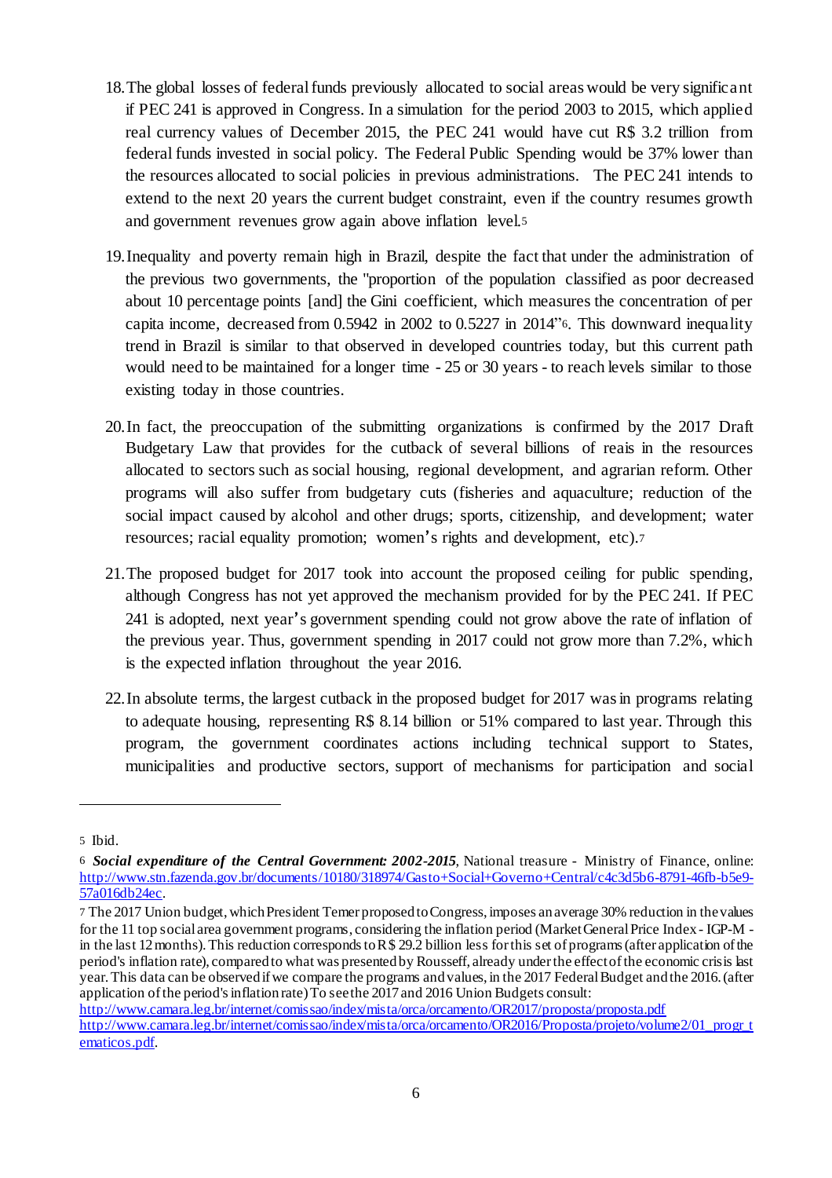18. The global losses of federal funds previously allocated to social areas would be very significant if PEC 241 is approved in Congress. In a simulation for the period 2003 to 2015, which applied real currency values of December 2015, the PEC 241 would have cut R$ 3.2 trillion from federal funds invested in social policy. The Federal Public Spending would be 37% lower than the resources allocated to social policies in previous administrations. The PEC 241 intends to extend to the next 20 years the current budget constraint, even if the country resumes growth and government revenues grow again above inflation level.[5]

19. Inequality and poverty remain high in Brazil, despite the fact that under the administration of the previous two governments, the "proportion of the population classified as poor decreased about 10 percentage points [and] the Gini coefficient, which measures the concentration of per capita income, decreased from 0.5942 in 2002 to 0.5227 in 2014"[6]. This downward inequality trend in Brazil is similar to that observed in developed countries today, but this current path would need to be maintained for a longer time - 25 or 30 years - to reach levels similar to those existing today in those countries.

20. In fact, the preoccupation of the submitting organizations is confirmed by the 2017 Draft Budgetary Law that provides for the cutback of several billions of reais in the resources allocated to sectors such as social housing, regional development, and agrarian reform. Other programs will also suffer from budgetary cuts (fisheries and aquaculture; reduction of the social impact caused by alcohol and other drugs; sports, citizenship, and development; water resources; racial equality promotion; women's rights and development, etc).[7]

21. The proposed budget for 2017 took into account the proposed ceiling for public spending, although Congress has not yet approved the mechanism provided for by the PEC 241. If PEC 241 is adopted, next year's government spending could not grow above the rate of inflation of the previous year. Thus, government spending in 2017 could not grow more than 7.2%, which is the expected inflation throughout the year 2016.

22. In absolute terms, the largest cutback in the proposed budget for 2017 was in programs relating to adequate housing, representing R$ 8.14 billion or 51% compared to last year. Through this program, the government coordinates actions including technical support to States, municipalities and productive sectors, support of mechanisms for participation and social

---

[5] Ibid.

[6] ***Social expenditure of the Central Government: 2002-2015***, National treasure - Ministry of Finance, online: http://www.stn.fazenda.gov.br/documents/10180/318974/Gasto+Social+Governo+Central/c4c3d5b6-8791-46fb-b5e9-57a016db24ec.

[7] The 2017 Union budget, which President Temer proposed to Congress, imposes an average 30% reduction in the values for the 11 top social area government programs, considering the inflation period (Market General Price Index - IGP-M - in the last 12 months). This reduction corresponds to R$ 29.2 billion less for this set of programs (after application of the period's inflation rate), compared to what was presented by Rousseff, already under the effect of the economic crisis last year. This data can be observed if we compare the programs and values, in the 2017 Federal Budget and the 2016. (after application of the period's inflation rate) To see the 2017 and 2016 Union Budgets consult:
http://www.camara.leg.br/internet/comissao/index/mista/orca/orcamento/OR2017/proposta/proposta.pdf
http://www.camara.leg.br/internet/comissao/index/mista/orca/orcamento/OR2016/Proposta/projeto/volume2/01_progr_tematicos.pdf.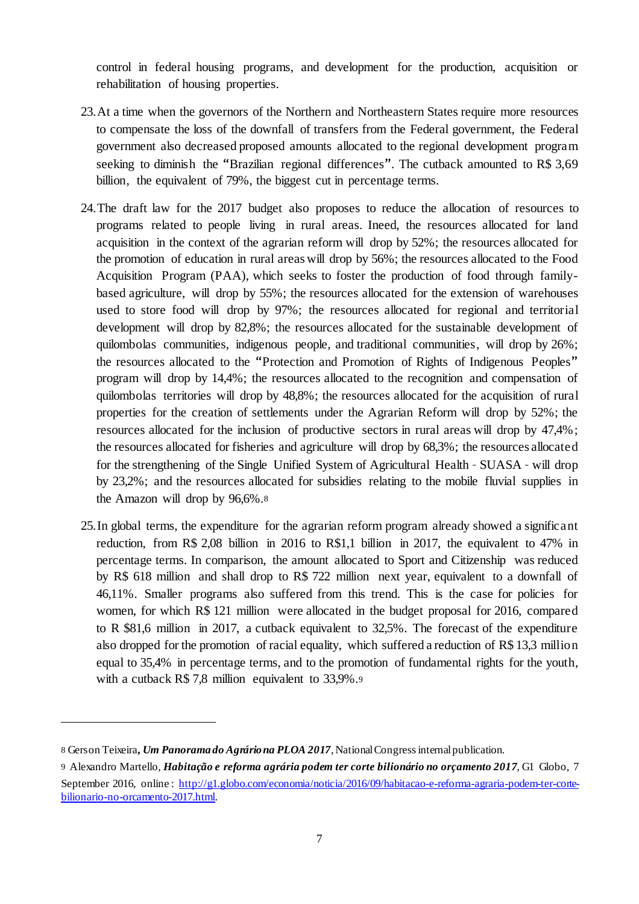control in federal housing programs, and development for the production, acquisition or rehabilitation of housing properties.

23. At a time when the governors of the Northern and Northeastern States require more resources to compensate the loss of the downfall of transfers from the Federal government, the Federal government also decreased proposed amounts allocated to the regional development program seeking to diminish the "Brazilian regional differences". The cutback amounted to R$ 3,69 billion, the equivalent of 79%, the biggest cut in percentage terms.

24. The draft law for the 2017 budget also proposes to reduce the allocation of resources to programs related to people living in rural areas. Ineed, the resources allocated for land acquisition in the context of the agrarian reform will drop by 52%; the resources allocated for the promotion of education in rural areas will drop by 56%; the resources allocated to the Food Acquisition Program (PAA), which seeks to foster the production of food through family-based agriculture, will drop by 55%; the resources allocated for the extension of warehouses used to store food will drop by 97%; the resources allocated for regional and territorial development will drop by 82,8%; the resources allocated for the sustainable development of quilombolas communities, indigenous people, and traditional communities, will drop by 26%; the resources allocated to the "Protection and Promotion of Rights of Indigenous Peoples" program will drop by 14,4%; the resources allocated to the recognition and compensation of quilombolas territories will drop by 48,8%; the resources allocated for the acquisition of rural properties for the creation of settlements under the Agrarian Reform will drop by 52%; the resources allocated for the inclusion of productive sectors in rural areas will drop by 47,4%; the resources allocated for fisheries and agriculture will drop by 68,3%; the resources allocated for the strengthening of the Single Unified System of Agricultural Health - SUASA - will drop by 23,2%; and the resources allocated for subsidies relating to the mobile fluvial supplies in the Amazon will drop by 96,6%.[8]

25. In global terms, the expenditure for the agrarian reform program already showed a significant reduction, from R$ 2,08 billion in 2016 to R$1,1 billion in 2017, the equivalent to 47% in percentage terms. In comparison, the amount allocated to Sport and Citizenship was reduced by R$ 618 million and shall drop to R$ 722 million next year, equivalent to a downfall of 46,11%. Smaller programs also suffered from this trend. This is the case for policies for women, for which R$ 121 million were allocated in the budget proposal for 2016, compared to R $81,6 million in 2017, a cutback equivalent to 32,5%. The forecast of the expenditure also dropped for the promotion of racial equality, which suffered a reduction of R$ 13,3 million equal to 35,4% in percentage terms, and to the promotion of fundamental rights for the youth, with a cutback R$ 7,8 million equivalent to 33,9%.[9]

---

[8] Gerson Teixeira, ***Um Panorama do Agrário na PLOA 2017***, National Congress internal publication.

[9] Alexandro Martello, ***Habitação e reforma agrária podem ter corte bilionário no orçamento 2017***, G1 Globo, 7 September 2016, online: http://g1.globo.com/economia/noticia/2016/09/habitacao-e-reforma-agraria-podem-ter-corte-bilionario-no-orcamento-2017.html.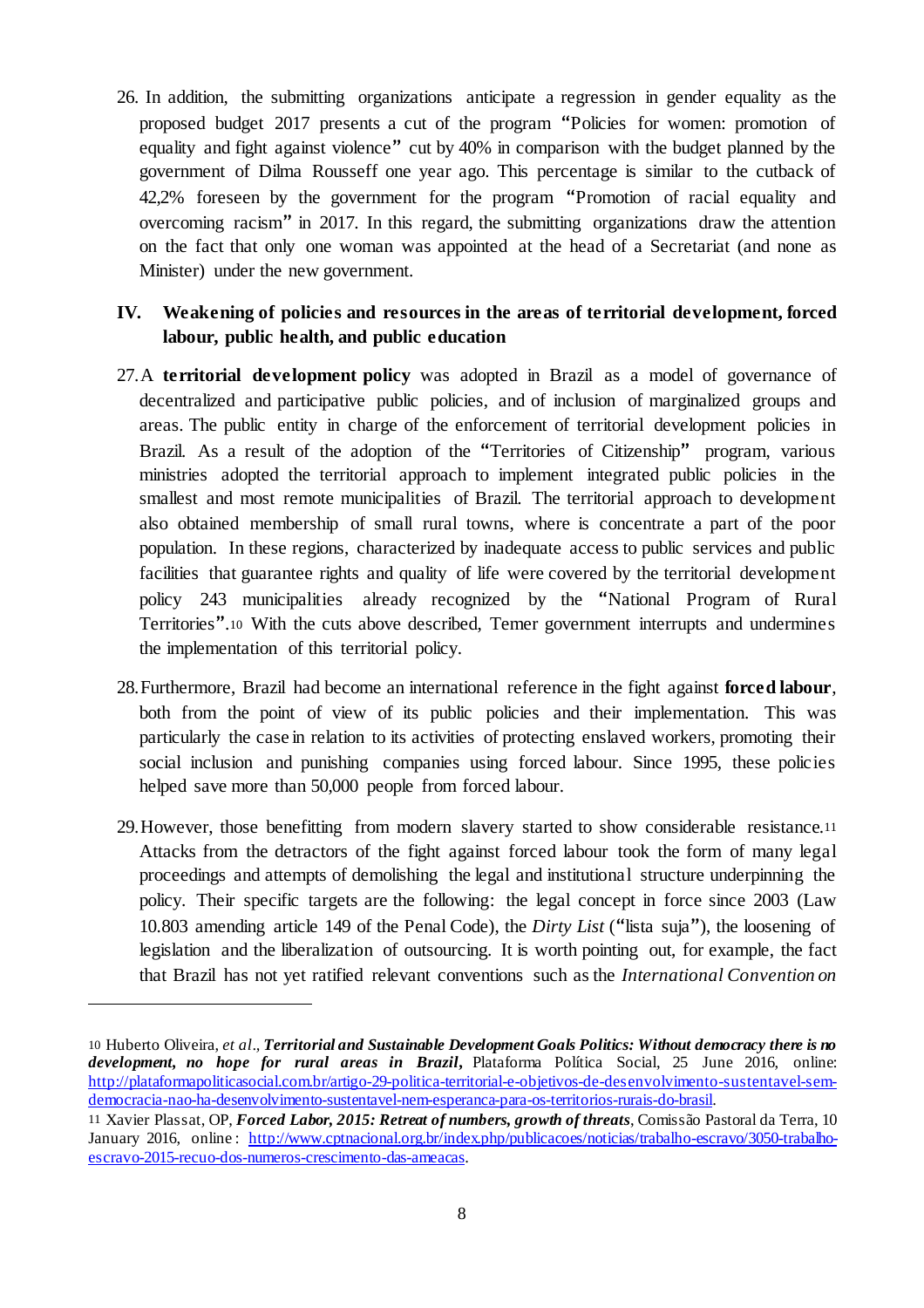26. In addition, the submitting organizations anticipate a regression in gender equality as the proposed budget 2017 presents a cut of the program "Policies for women: promotion of equality and fight against violence" cut by 40% in comparison with the budget planned by the government of Dilma Rousseff one year ago. This percentage is similar to the cutback of 42,2% foreseen by the government for the program "Promotion of racial equality and overcoming racism" in 2017. In this regard, the submitting organizations draw the attention on the fact that only one woman was appointed at the head of a Secretariat (and none as Minister) under the new government.

## IV. Weakening of policies and resources in the areas of territorial development, forced labour, public health, and public education

27. A **territorial development policy** was adopted in Brazil as a model of governance of decentralized and participative public policies, and of inclusion of marginalized groups and areas. The public entity in charge of the enforcement of territorial development policies in Brazil. As a result of the adoption of the "Territories of Citizenship" program, various ministries adopted the territorial approach to implement integrated public policies in the smallest and most remote municipalities of Brazil. The territorial approach to development also obtained membership of small rural towns, where is concentrate a part of the poor population. In these regions, characterized by inadequate access to public services and public facilities that guarantee rights and quality of life were covered by the territorial development policy 243 municipalities already recognized by the "National Program of Rural Territories".[10] With the cuts above described, Temer government interrupts and undermines the implementation of this territorial policy.

28. Furthermore, Brazil had become an international reference in the fight against **forced labour**, both from the point of view of its public policies and their implementation. This was particularly the case in relation to its activities of protecting enslaved workers, promoting their social inclusion and punishing companies using forced labour. Since 1995, these policies helped save more than 50,000 people from forced labour.

29. However, those benefitting from modern slavery started to show considerable resistance.[11] Attacks from the detractors of the fight against forced labour took the form of many legal proceedings and attempts of demolishing the legal and institutional structure underpinning the policy. Their specific targets are the following: the legal concept in force since 2003 (Law 10.803 amending article 149 of the Penal Code), the *Dirty List* ("lista suja"), the loosening of legislation and the liberalization of outsourcing. It is worth pointing out, for example, the fact that Brazil has not yet ratified relevant conventions such as the *International Convention on*

---

[10] Huberto Oliveira, *et al*., ***Territorial and Sustainable Development Goals Politics: Without democracy there is no development, no hope for rural areas in Brazil***, Plataforma Política Social, 25 June 2016, online: http://plataformapoliticasocial.com.br/artigo-29-politica-territorial-e-objetivos-de-desenvolvimento-sustentavel-sem-democracia-nao-ha-desenvolvimento-sustentavel-nem-esperanca-para-os-territorios-rurais-do-brasil.

[11] Xavier Plassat, OP, ***Forced Labor, 2015: Retreat of numbers, growth of threats***, Comissão Pastoral da Terra, 10 January 2016, online: http://www.cptnacional.org.br/index.php/publicacoes/noticias/trabalho-escravo/3050-trabalho-escravo-2015-recuo-dos-numeros-crescimento-das-ameacas.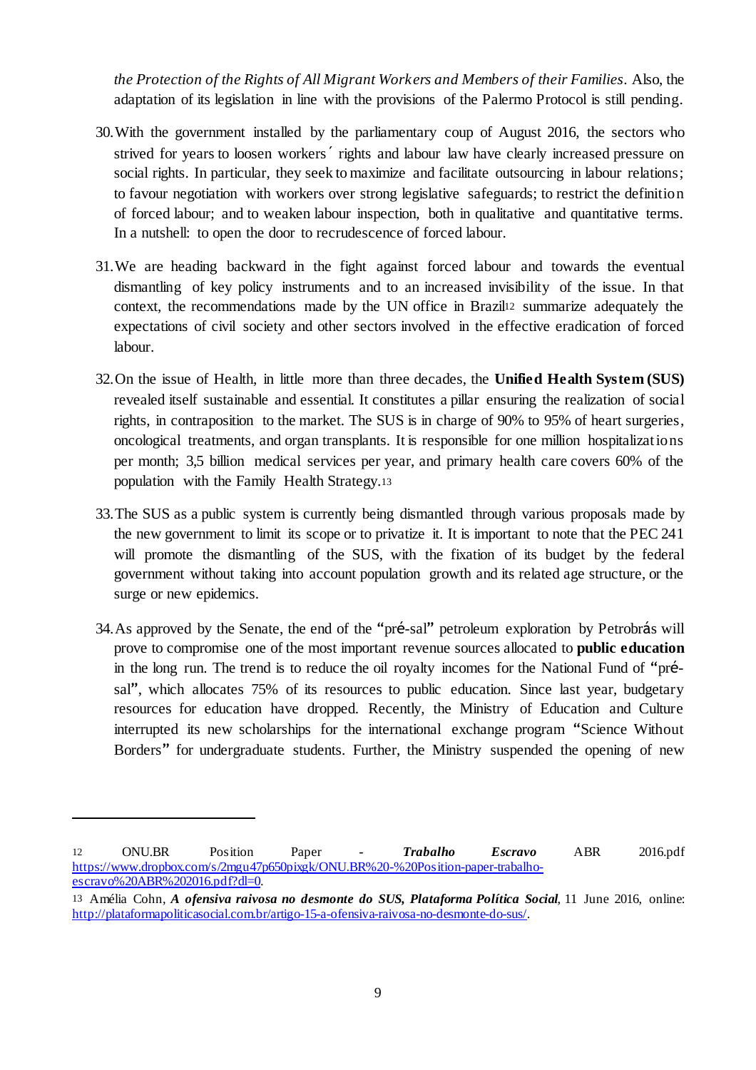*the Protection of the Rights of All Migrant Workers and Members of their Families*. Also, the adaptation of its legislation in line with the provisions of the Palermo Protocol is still pending.

30. With the government installed by the parliamentary coup of August 2016, the sectors who strived for years to loosen workers´ rights and labour law have clearly increased pressure on social rights. In particular, they seek to maximize and facilitate outsourcing in labour relations; to favour negotiation with workers over strong legislative safeguards; to restrict the definition of forced labour; and to weaken labour inspection, both in qualitative and quantitative terms. In a nutshell: to open the door to recrudescence of forced labour.

31. We are heading backward in the fight against forced labour and towards the eventual dismantling of key policy instruments and to an increased invisibility of the issue. In that context, the recommendations made by the UN office in Brazil[12] summarize adequately the expectations of civil society and other sectors involved in the effective eradication of forced labour.

32. On the issue of Health, in little more than three decades, the **Unified Health System (SUS)** revealed itself sustainable and essential. It constitutes a pillar ensuring the realization of social rights, in contraposition to the market. The SUS is in charge of 90% to 95% of heart surgeries, oncological treatments, and organ transplants. It is responsible for one million hospitalizations per month; 3,5 billion medical services per year, and primary health care covers 60% of the population with the Family Health Strategy.[13]

33. The SUS as a public system is currently being dismantled through various proposals made by the new government to limit its scope or to privatize it. It is important to note that the PEC 241 will promote the dismantling of the SUS, with the fixation of its budget by the federal government without taking into account population growth and its related age structure, or the surge or new epidemics.

34. As approved by the Senate, the end of the "pré-sal" petroleum exploration by Petrobrás will prove to compromise one of the most important revenue sources allocated to **public education** in the long run. The trend is to reduce the oil royalty incomes for the National Fund of "pré-sal", which allocates 75% of its resources to public education. Since last year, budgetary resources for education have dropped. Recently, the Ministry of Education and Culture interrupted its new scholarships for the international exchange program "Science Without Borders" for undergraduate students. Further, the Ministry suspended the opening of new

---

[12] ONU.BR Position Paper - ***Trabalho Escravo*** ABR 2016.pdf https://www.dropbox.com/s/2mgu47p650pixgk/ONU.BR%20-%20Position-paper-trabalho-escravo%20ABR%202016.pdf?dl=0.

[13] Amélia Cohn, ***A ofensiva raivosa no desmonte do SUS, Plataforma Política Social***, 11 June 2016, online: http://plataformapoliticasocial.com.br/artigo-15-a-ofensiva-raivosa-no-desmonte-do-sus/.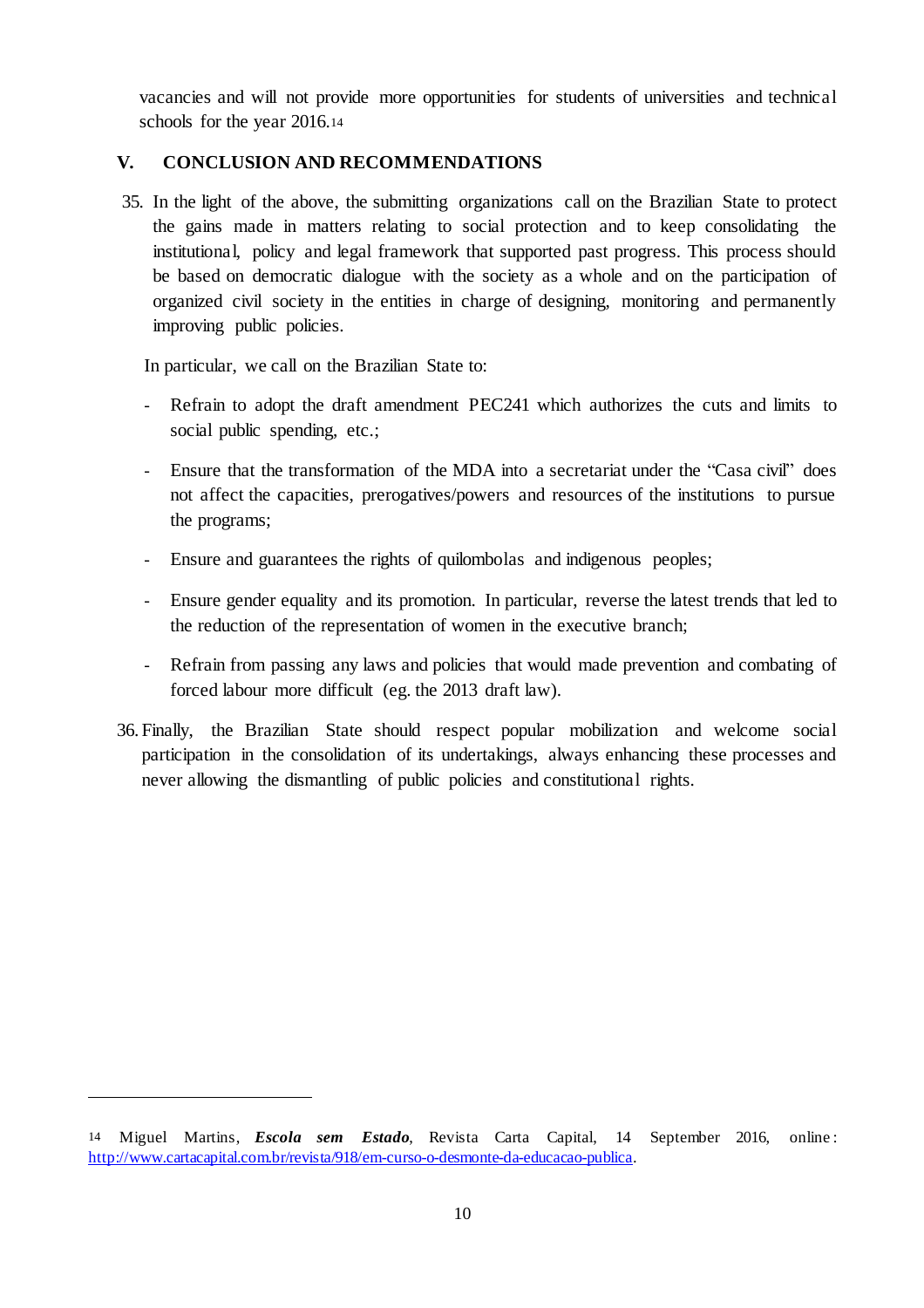vacancies and will not provide more opportunities for students of universities and technical schools for the year 2016.[14]

## V. CONCLUSION AND RECOMMENDATIONS

35. In the light of the above, the submitting organizations call on the Brazilian State to protect the gains made in matters relating to social protection and to keep consolidating the institutional, policy and legal framework that supported past progress. This process should be based on democratic dialogue with the society as a whole and on the participation of organized civil society in the entities in charge of designing, monitoring and permanently improving public policies.

In particular, we call on the Brazilian State to:

- Refrain to adopt the draft amendment PEC241 which authorizes the cuts and limits to social public spending, etc.;
- Ensure that the transformation of the MDA into a secretariat under the "Casa civil" does not affect the capacities, prerogatives/powers and resources of the institutions to pursue the programs;
- Ensure and guarantees the rights of quilombolas and indigenous peoples;
- Ensure gender equality and its promotion. In particular, reverse the latest trends that led to the reduction of the representation of women in the executive branch;
- Refrain from passing any laws and policies that would made prevention and combating of forced labour more difficult (eg. the 2013 draft law).

36. Finally, the Brazilian State should respect popular mobilization and welcome social participation in the consolidation of its undertakings, always enhancing these processes and never allowing the dismantling of public policies and constitutional rights.

---

[14] Miguel Martins, ***Escola sem Estado***, Revista Carta Capital, 14 September 2016, online: http://www.cartacapital.com.br/revista/918/em-curso-o-desmonte-da-educacao-publica.